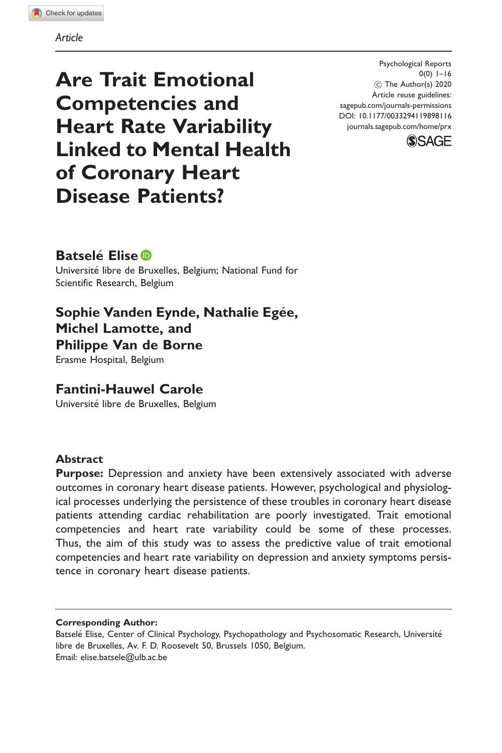*Article*

# Are Trait Emotional Competencies and Heart Rate Variability Linked to Mental Health of Coronary Heart Disease Patients?

Psychological Reports
0(0) 1–16
© The Author(s) 2020
Article reuse guidelines:
sagepub.com/journals-permissions
DOI: 10.1177/0033294119898116
journals.sagepub.com/home/prx

**Batselé Elise**
Université libre de Bruxelles, Belgium; National Fund for Scientific Research, Belgium

**Sophie Vanden Eynde, Nathalie Egée, Michel Lamotte, and Philippe Van de Borne**
Erasme Hospital, Belgium

**Fantini-Hauwel Carole**
Université libre de Bruxelles, Belgium

## Abstract

**Purpose:** Depression and anxiety have been extensively associated with adverse outcomes in coronary heart disease patients. However, psychological and physiological processes underlying the persistence of these troubles in coronary heart disease patients attending cardiac rehabilitation are poorly investigated. Trait emotional competencies and heart rate variability could be some of these processes. Thus, the aim of this study was to assess the predictive value of trait emotional competencies and heart rate variability on depression and anxiety symptoms persistence in coronary heart disease patients.

**Corresponding Author:**
Batselé Elise, Center of Clinical Psychology, Psychopathology and Psychosomatic Research, Université libre de Bruxelles, Av. F. D. Roosevelt 50, Brussels 1050, Belgium.
Email: elise.batsele@ulb.ac.be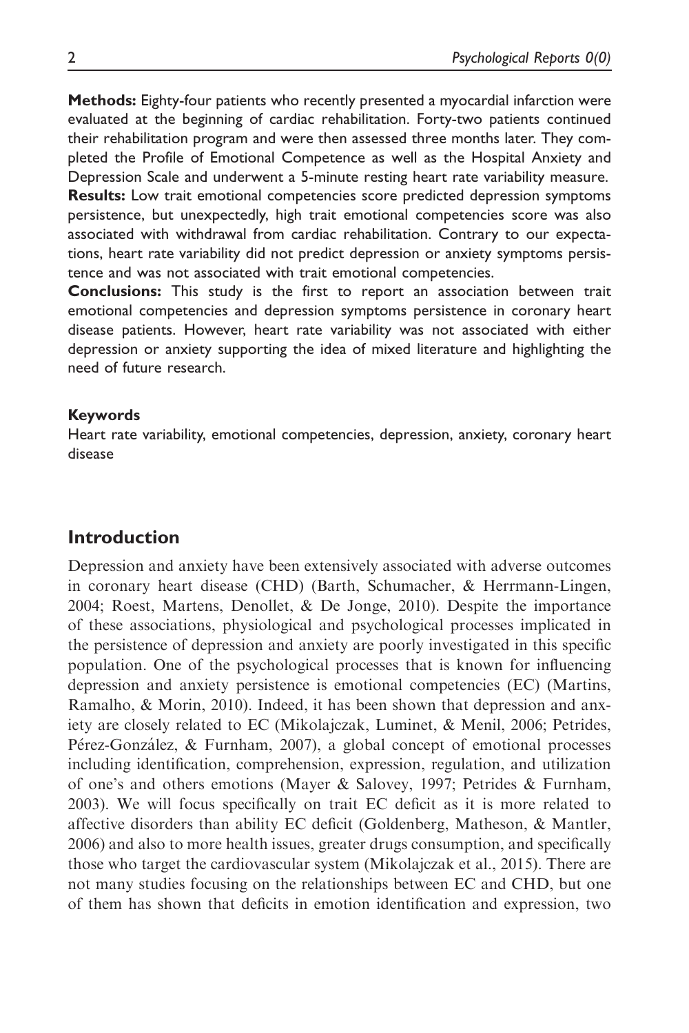**Methods:** Eighty-four patients who recently presented a myocardial infarction were evaluated at the beginning of cardiac rehabilitation. Forty-two patients continued their rehabilitation program and were then assessed three months later. They completed the Profile of Emotional Competence as well as the Hospital Anxiety and Depression Scale and underwent a 5-minute resting heart rate variability measure.
**Results:** Low trait emotional competencies score predicted depression symptoms persistence, but unexpectedly, high trait emotional competencies score was also associated with withdrawal from cardiac rehabilitation. Contrary to our expectations, heart rate variability did not predict depression or anxiety symptoms persistence and was not associated with trait emotional competencies.
**Conclusions:** This study is the first to report an association between trait emotional competencies and depression symptoms persistence in coronary heart disease patients. However, heart rate variability was not associated with either depression or anxiety supporting the idea of mixed literature and highlighting the need of future research.

#### Keywords

Heart rate variability, emotional competencies, depression, anxiety, coronary heart disease

## Introduction

Depression and anxiety have been extensively associated with adverse outcomes in coronary heart disease (CHD) (Barth, Schumacher, & Herrmann-Lingen, 2004; Roest, Martens, Denollet, & De Jonge, 2010). Despite the importance of these associations, physiological and psychological processes implicated in the persistence of depression and anxiety are poorly investigated in this specific population. One of the psychological processes that is known for influencing depression and anxiety persistence is emotional competencies (EC) (Martins, Ramalho, & Morin, 2010). Indeed, it has been shown that depression and anxiety are closely related to EC (Mikolajczak, Luminet, & Menil, 2006; Petrides, Pérez-González, & Furnham, 2007), a global concept of emotional processes including identification, comprehension, expression, regulation, and utilization of one's and others emotions (Mayer & Salovey, 1997; Petrides & Furnham, 2003). We will focus specifically on trait EC deficit as it is more related to affective disorders than ability EC deficit (Goldenberg, Matheson, & Mantler, 2006) and also to more health issues, greater drugs consumption, and specifically those who target the cardiovascular system (Mikolajczak et al., 2015). There are not many studies focusing on the relationships between EC and CHD, but one of them has shown that deficits in emotion identification and expression, two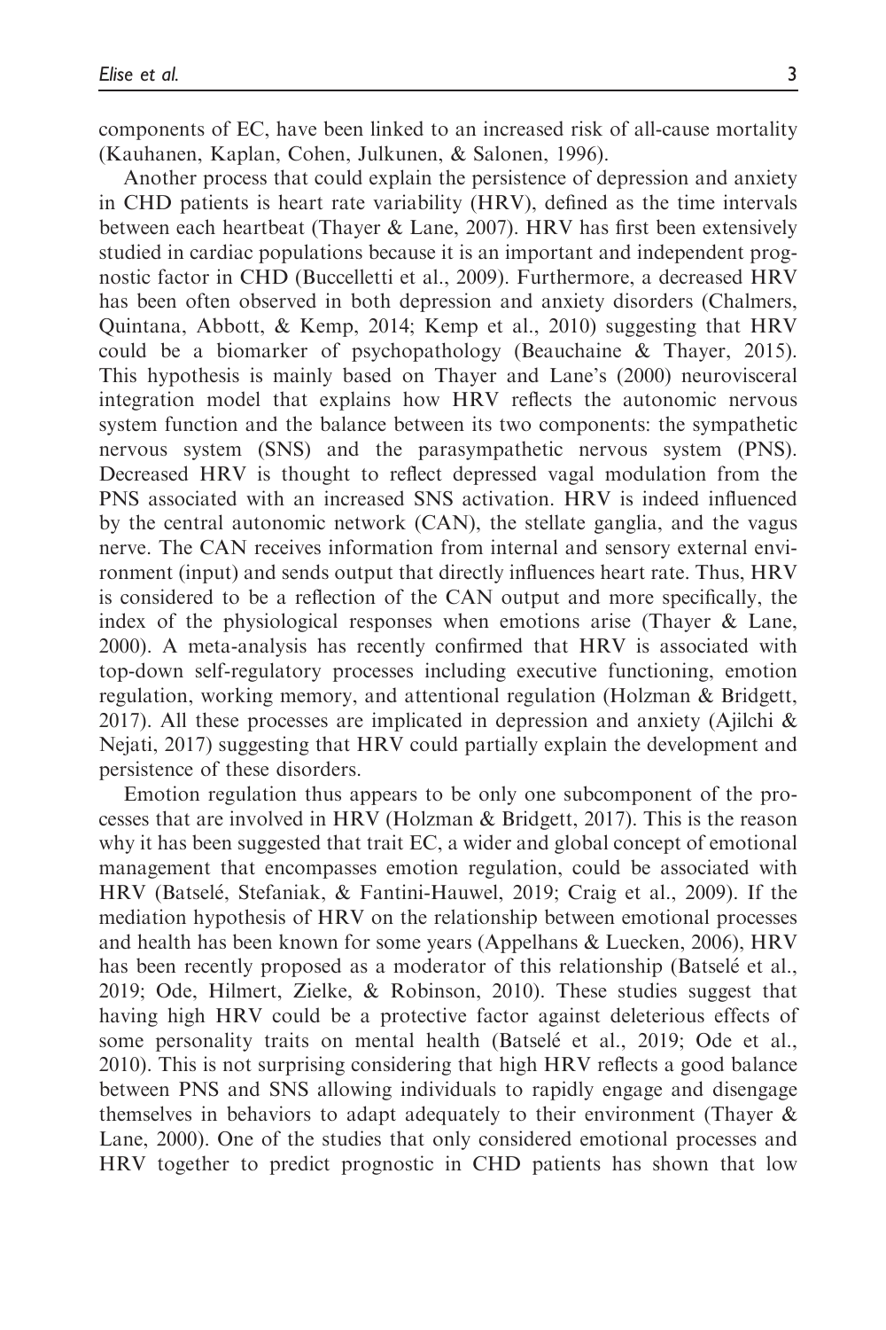components of EC, have been linked to an increased risk of all-cause mortality (Kauhanen, Kaplan, Cohen, Julkunen, & Salonen, 1996).

Another process that could explain the persistence of depression and anxiety in CHD patients is heart rate variability (HRV), defined as the time intervals between each heartbeat (Thayer & Lane, 2007). HRV has first been extensively studied in cardiac populations because it is an important and independent prognostic factor in CHD (Buccelletti et al., 2009). Furthermore, a decreased HRV has been often observed in both depression and anxiety disorders (Chalmers, Quintana, Abbott, & Kemp, 2014; Kemp et al., 2010) suggesting that HRV could be a biomarker of psychopathology (Beauchaine & Thayer, 2015). This hypothesis is mainly based on Thayer and Lane's (2000) neurovisceral integration model that explains how HRV reflects the autonomic nervous system function and the balance between its two components: the sympathetic nervous system (SNS) and the parasympathetic nervous system (PNS). Decreased HRV is thought to reflect depressed vagal modulation from the PNS associated with an increased SNS activation. HRV is indeed influenced by the central autonomic network (CAN), the stellate ganglia, and the vagus nerve. The CAN receives information from internal and sensory external environment (input) and sends output that directly influences heart rate. Thus, HRV is considered to be a reflection of the CAN output and more specifically, the index of the physiological responses when emotions arise (Thayer & Lane, 2000). A meta-analysis has recently confirmed that HRV is associated with top-down self-regulatory processes including executive functioning, emotion regulation, working memory, and attentional regulation (Holzman & Bridgett, 2017). All these processes are implicated in depression and anxiety (Ajilchi & Nejati, 2017) suggesting that HRV could partially explain the development and persistence of these disorders.

Emotion regulation thus appears to be only one subcomponent of the processes that are involved in HRV (Holzman & Bridgett, 2017). This is the reason why it has been suggested that trait EC, a wider and global concept of emotional management that encompasses emotion regulation, could be associated with HRV (Batselé, Stefaniak, & Fantini-Hauwel, 2019; Craig et al., 2009). If the mediation hypothesis of HRV on the relationship between emotional processes and health has been known for some years (Appelhans & Luecken, 2006), HRV has been recently proposed as a moderator of this relationship (Batselé et al., 2019; Ode, Hilmert, Zielke, & Robinson, 2010). These studies suggest that having high HRV could be a protective factor against deleterious effects of some personality traits on mental health (Batselé et al., 2019; Ode et al., 2010). This is not surprising considering that high HRV reflects a good balance between PNS and SNS allowing individuals to rapidly engage and disengage themselves in behaviors to adapt adequately to their environment (Thayer & Lane, 2000). One of the studies that only considered emotional processes and HRV together to predict prognostic in CHD patients has shown that low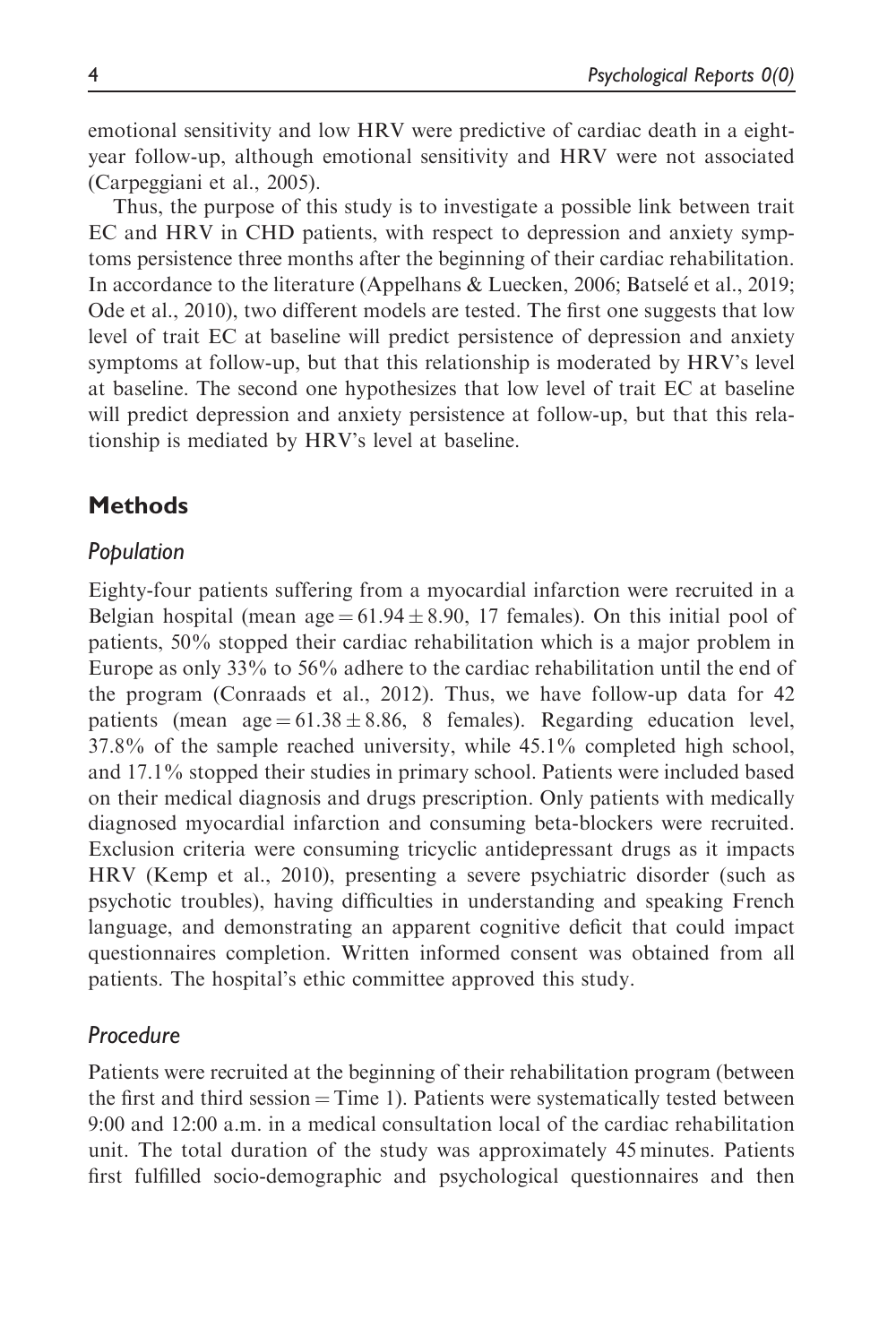emotional sensitivity and low HRV were predictive of cardiac death in a eight-year follow-up, although emotional sensitivity and HRV were not associated (Carpeggiani et al., 2005).

Thus, the purpose of this study is to investigate a possible link between trait EC and HRV in CHD patients, with respect to depression and anxiety symptoms persistence three months after the beginning of their cardiac rehabilitation. In accordance to the literature (Appelhans & Luecken, 2006; Batselé et al., 2019; Ode et al., 2010), two different models are tested. The first one suggests that low level of trait EC at baseline will predict persistence of depression and anxiety symptoms at follow-up, but that this relationship is moderated by HRV's level at baseline. The second one hypothesizes that low level of trait EC at baseline will predict depression and anxiety persistence at follow-up, but that this relationship is mediated by HRV's level at baseline.

## Methods

### *Population*

Eighty-four patients suffering from a myocardial infarction were recruited in a Belgian hospital (mean age $= 61.94 \pm 8.90$, 17 females). On this initial pool of patients, 50% stopped their cardiac rehabilitation which is a major problem in Europe as only 33% to 56% adhere to the cardiac rehabilitation until the end of the program (Conraads et al., 2012). Thus, we have follow-up data for 42 patients (mean age $= 61.38 \pm 8.86$, 8 females). Regarding education level, 37.8% of the sample reached university, while 45.1% completed high school, and 17.1% stopped their studies in primary school. Patients were included based on their medical diagnosis and drugs prescription. Only patients with medically diagnosed myocardial infarction and consuming beta-blockers were recruited. Exclusion criteria were consuming tricyclic antidepressant drugs as it impacts HRV (Kemp et al., 2010), presenting a severe psychiatric disorder (such as psychotic troubles), having difficulties in understanding and speaking French language, and demonstrating an apparent cognitive deficit that could impact questionnaires completion. Written informed consent was obtained from all patients. The hospital's ethic committee approved this study.

### *Procedure*

Patients were recruited at the beginning of their rehabilitation program (between the first and third session = Time 1). Patients were systematically tested between 9:00 and 12:00 a.m. in a medical consultation local of the cardiac rehabilitation unit. The total duration of the study was approximately 45 minutes. Patients first fulfilled socio-demographic and psychological questionnaires and then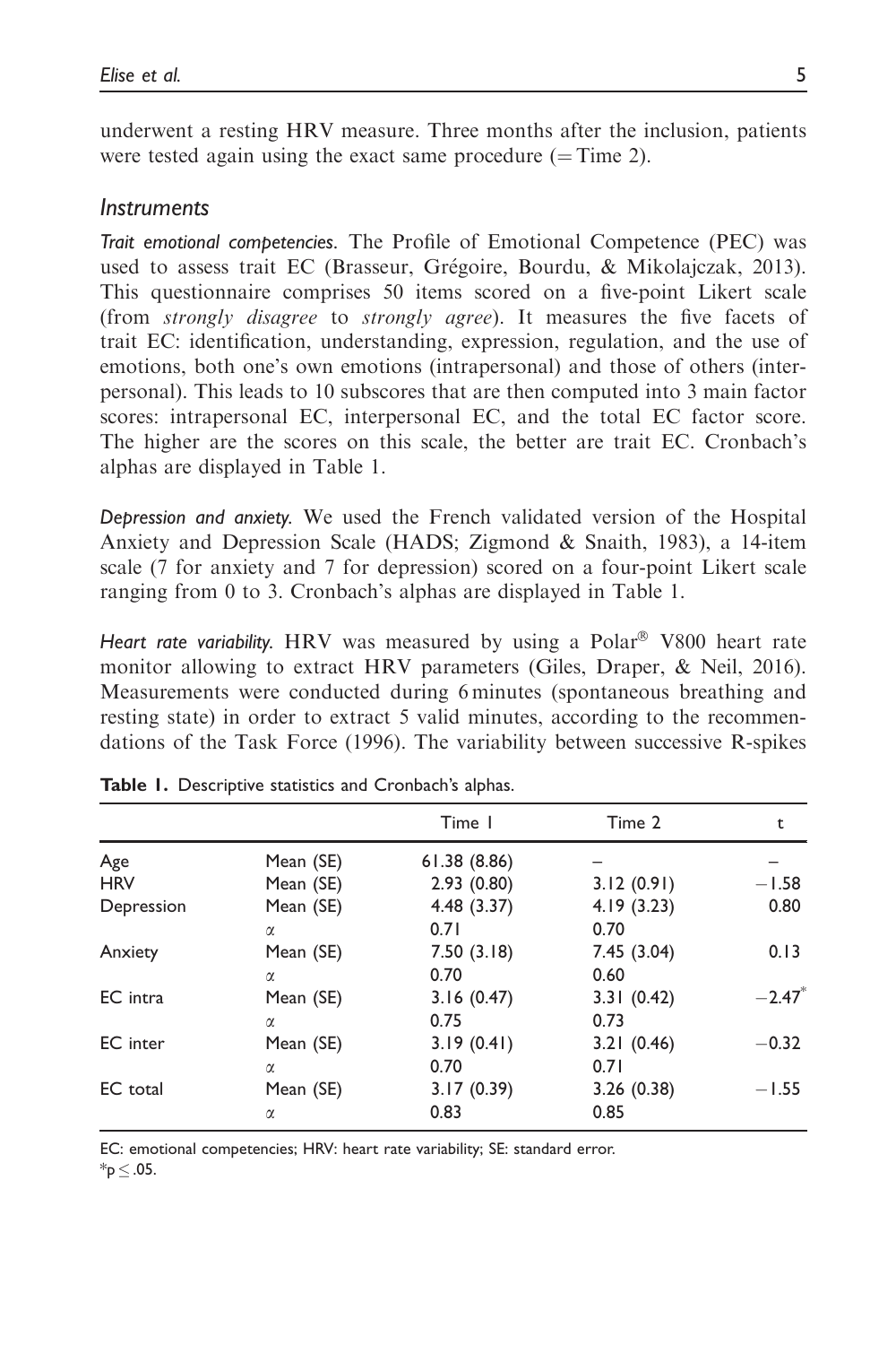underwent a resting HRV measure. Three months after the inclusion, patients were tested again using the exact same procedure (= Time 2).

## Instruments

*Trait emotional competencies.* The Profile of Emotional Competence (PEC) was used to assess trait EC (Brasseur, Grégoire, Bourdu, & Mikolajczak, 2013). This questionnaire comprises 50 items scored on a five-point Likert scale (from *strongly disagree* to *strongly agree*). It measures the five facets of trait EC: identification, understanding, expression, regulation, and the use of emotions, both one's own emotions (intrapersonal) and those of others (interpersonal). This leads to 10 subscores that are then computed into 3 main factor scores: intrapersonal EC, interpersonal EC, and the total EC factor score. The higher are the scores on this scale, the better are trait EC. Cronbach's alphas are displayed in Table 1.

*Depression and anxiety.* We used the French validated version of the Hospital Anxiety and Depression Scale (HADS; Zigmond & Snaith, 1983), a 14-item scale (7 for anxiety and 7 for depression) scored on a four-point Likert scale ranging from 0 to 3. Cronbach's alphas are displayed in Table 1.

*Heart rate variability.* HRV was measured by using a Polar® V800 heart rate monitor allowing to extract HRV parameters (Giles, Draper, & Neil, 2016). Measurements were conducted during 6 minutes (spontaneous breathing and resting state) in order to extract 5 valid minutes, according to the recommendations of the Task Force (1996). The variability between successive R-spikes

**Table 1.** Descriptive statistics and Cronbach's alphas.

| | | Time 1 | Time 2 | t |
|---|---|---|---|---|
| Age | Mean (SE) | 61.38 (8.86) | – | – |
| HRV | Mean (SE) | 2.93 (0.80) | 3.12 (0.91) | −1.58 |
| Depression | Mean (SE) | 4.48 (3.37) | 4.19 (3.23) | 0.80 |
| | $\alpha$ | 0.71 | 0.70 | |
| Anxiety | Mean (SE) | 7.50 (3.18) | 7.45 (3.04) | 0.13 |
| | $\alpha$ | 0.70 | 0.60 | |
| EC intra | Mean (SE) | 3.16 (0.47) | 3.31 (0.42) | −2.47* |
| | $\alpha$ | 0.75 | 0.73 | |
| EC inter | Mean (SE) | 3.19 (0.41) | 3.21 (0.46) | −0.32 |
| | $\alpha$ | 0.70 | 0.71 | |
| EC total | Mean (SE) | 3.17 (0.39) | 3.26 (0.38) | −1.55 |
| | $\alpha$ | 0.83 | 0.85 | |

EC: emotional competencies; HRV: heart rate variability; SE: standard error.
*$p \leq .05$.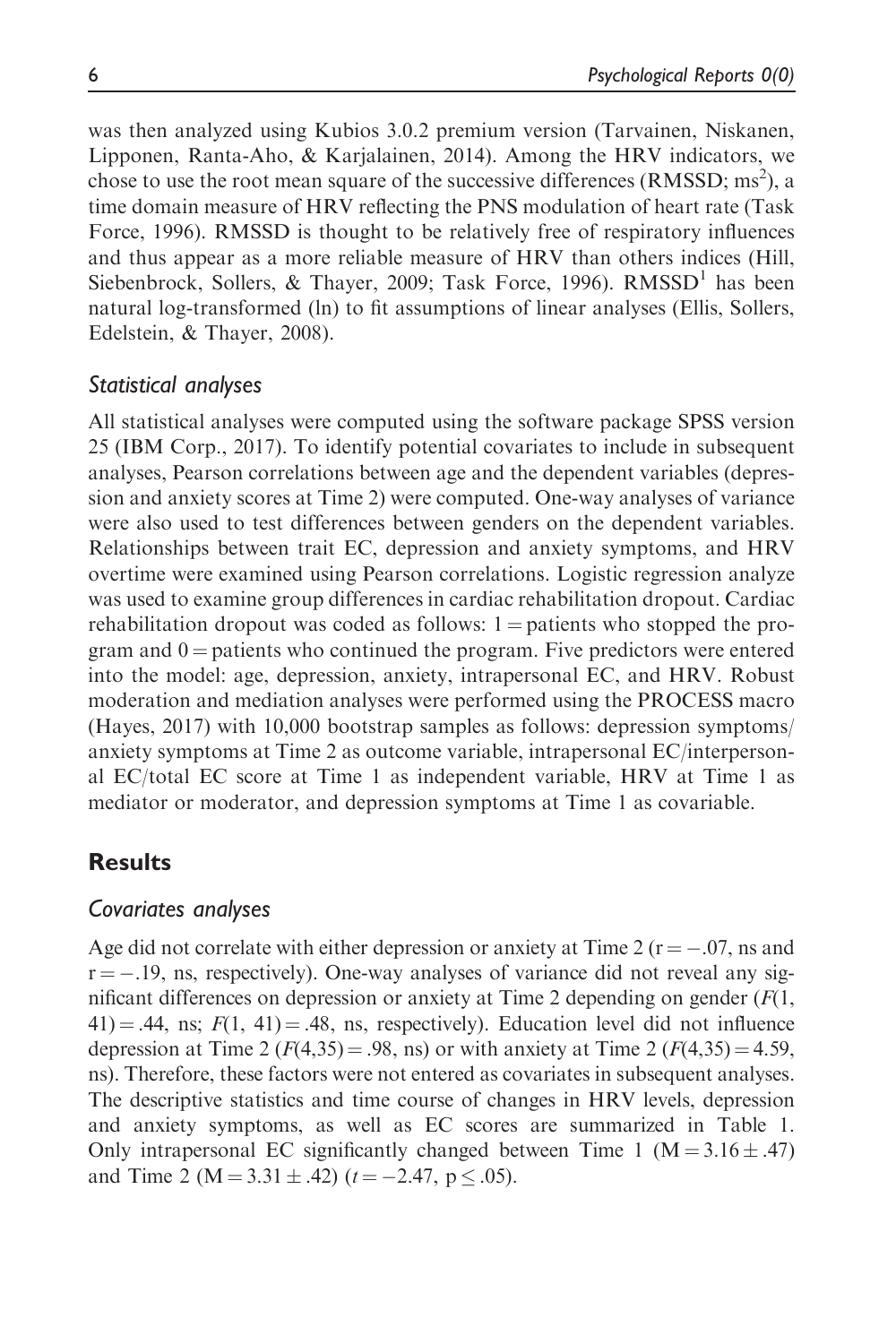was then analyzed using Kubios 3.0.2 premium version (Tarvainen, Niskanen, Lipponen, Ranta-Aho, & Karjalainen, 2014). Among the HRV indicators, we chose to use the root mean square of the successive differences (RMSSD; $ms^2$), a time domain measure of HRV reflecting the PNS modulation of heart rate (Task Force, 1996). RMSSD is thought to be relatively free of respiratory influences and thus appear as a more reliable measure of HRV than others indices (Hill, Siebenbrock, Sollers, & Thayer, 2009; Task Force, 1996). RMSSD[1] has been natural log-transformed (ln) to fit assumptions of linear analyses (Ellis, Sollers, Edelstein, & Thayer, 2008).

### Statistical analyses

All statistical analyses were computed using the software package SPSS version 25 (IBM Corp., 2017). To identify potential covariates to include in subsequent analyses, Pearson correlations between age and the dependent variables (depression and anxiety scores at Time 2) were computed. One-way analyses of variance were also used to test differences between genders on the dependent variables. Relationships between trait EC, depression and anxiety symptoms, and HRV overtime were examined using Pearson correlations. Logistic regression analyze was used to examine group differences in cardiac rehabilitation dropout. Cardiac rehabilitation dropout was coded as follows: 1 = patients who stopped the program and 0 = patients who continued the program. Five predictors were entered into the model: age, depression, anxiety, intrapersonal EC, and HRV. Robust moderation and mediation analyses were performed using the PROCESS macro (Hayes, 2017) with 10,000 bootstrap samples as follows: depression symptoms/anxiety symptoms at Time 2 as outcome variable, intrapersonal EC/interpersonal EC/total EC score at Time 1 as independent variable, HRV at Time 1 as mediator or moderator, and depression symptoms at Time 1 as covariable.

## Results

### Covariates analyses

Age did not correlate with either depression or anxiety at Time 2 ($r = -.07$, ns and $r = -.19$, ns, respectively). One-way analyses of variance did not reveal any significant differences on depression or anxiety at Time 2 depending on gender ($F(1, 41) = .44$, ns; $F(1, 41) = .48$, ns, respectively). Education level did not influence depression at Time 2 ($F(4,35) = .98$, ns) or with anxiety at Time 2 ($F(4,35) = 4.59$, ns). Therefore, these factors were not entered as covariates in subsequent analyses. The descriptive statistics and time course of changes in HRV levels, depression and anxiety symptoms, as well as EC scores are summarized in Table 1. Only intrapersonal EC significantly changed between Time 1 ($M = 3.16 \pm .47$) and Time 2 ($M = 3.31 \pm .42$) ($t = -2.47$, $p \leq .05$).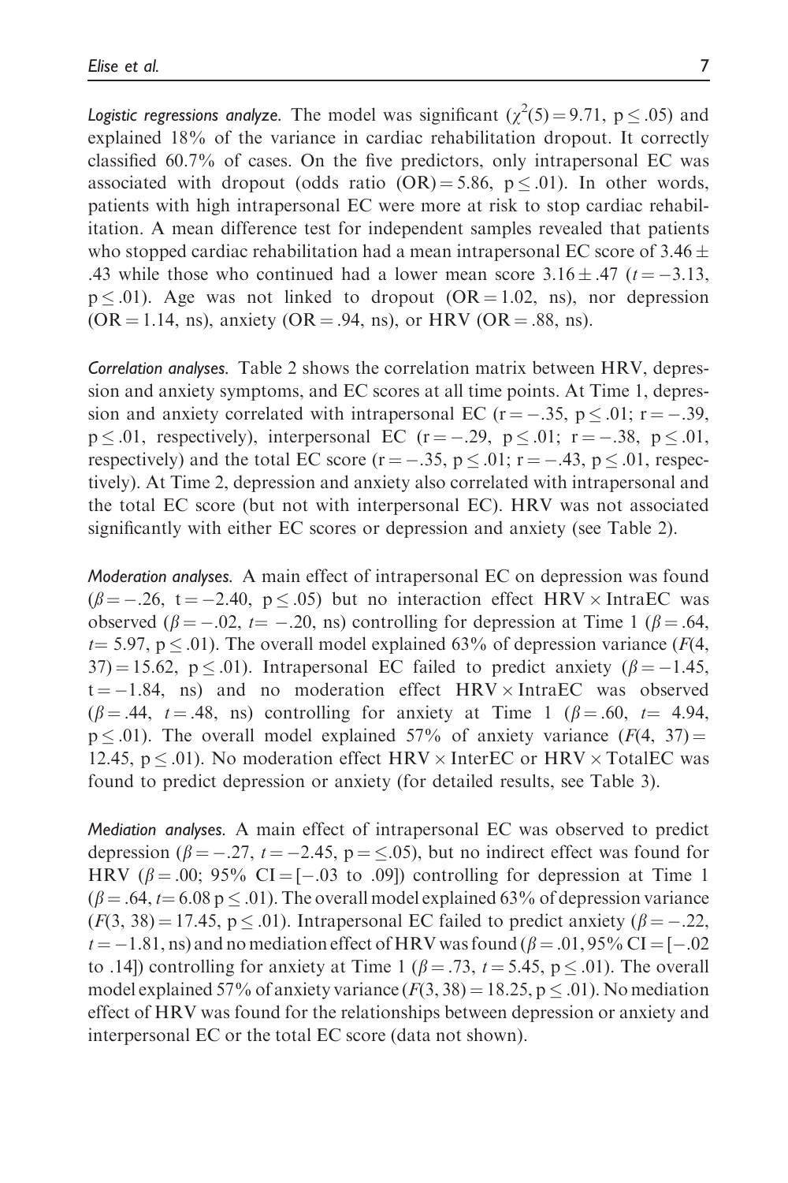*Logistic regressions analyze.* The model was significant ($\chi^2(5) = 9.71$, $p \leq .05$) and explained 18% of the variance in cardiac rehabilitation dropout. It correctly classified 60.7% of cases. On the five predictors, only intrapersonal EC was associated with dropout (odds ratio (OR) = 5.86, $p \leq .01$). In other words, patients with high intrapersonal EC were more at risk to stop cardiac rehabilitation. A mean difference test for independent samples revealed that patients who stopped cardiac rehabilitation had a mean intrapersonal EC score of $3.46 \pm .43$ while those who continued had a lower mean score $3.16 \pm .47$ ($t = -3.13$, $p \leq .01$). Age was not linked to dropout (OR = 1.02, ns), nor depression (OR = 1.14, ns), anxiety (OR = .94, ns), or HRV (OR = .88, ns).

*Correlation analyses.* Table 2 shows the correlation matrix between HRV, depression and anxiety symptoms, and EC scores at all time points. At Time 1, depression and anxiety correlated with intrapersonal EC ($r = -.35$, $p \leq .01$; $r = -.39$, $p \leq .01$, respectively), interpersonal EC ($r = -.29$, $p \leq .01$; $r = -.38$, $p \leq .01$, respectively) and the total EC score ($r = -.35$, $p \leq .01$; $r = -.43$, $p \leq .01$, respectively). At Time 2, depression and anxiety also correlated with intrapersonal and the total EC score (but not with interpersonal EC). HRV was not associated significantly with either EC scores or depression and anxiety (see Table 2).

*Moderation analyses.* A main effect of intrapersonal EC on depression was found ($\beta = -.26$, $t = -2.40$, $p \leq .05$) but no interaction effect HRV × IntraEC was observed ($\beta = -.02$, $t = -.20$, ns) controlling for depression at Time 1 ($\beta = .64$, $t = 5.97$, $p \leq .01$). The overall model explained 63% of depression variance ($F(4, 37) = 15.62$, $p \leq .01$). Intrapersonal EC failed to predict anxiety ($\beta = -1.45$, $t = -1.84$, ns) and no moderation effect HRV × IntraEC was observed ($\beta = .44$, $t = .48$, ns) controlling for anxiety at Time 1 ($\beta = .60$, $t = 4.94$, $p \leq .01$). The overall model explained 57% of anxiety variance ($F(4, 37) = 12.45$, $p \leq .01$). No moderation effect HRV × InterEC or HRV × TotalEC was found to predict depression or anxiety (for detailed results, see Table 3).

*Mediation analyses.* A main effect of intrapersonal EC was observed to predict depression ($\beta = -.27$, $t = -2.45$, $p = \leq .05$), but no indirect effect was found for HRV ($\beta = .00$; 95% CI = [−.03 to .09]) controlling for depression at Time 1 ($\beta = .64$, $t = 6.08$ $p \leq .01$). The overall model explained 63% of depression variance ($F(3, 38) = 17.45$, $p \leq .01$). Intrapersonal EC failed to predict anxiety ($\beta = -.22$, $t = -1.81$, ns) and no mediation effect of HRV was found ($\beta = .01$, 95% CI = [−.02 to .14]) controlling for anxiety at Time 1 ($\beta = .73$, $t = 5.45$, $p \leq .01$). The overall model explained 57% of anxiety variance ($F(3, 38) = 18.25$, $p \leq .01$). No mediation effect of HRV was found for the relationships between depression or anxiety and interpersonal EC or the total EC score (data not shown).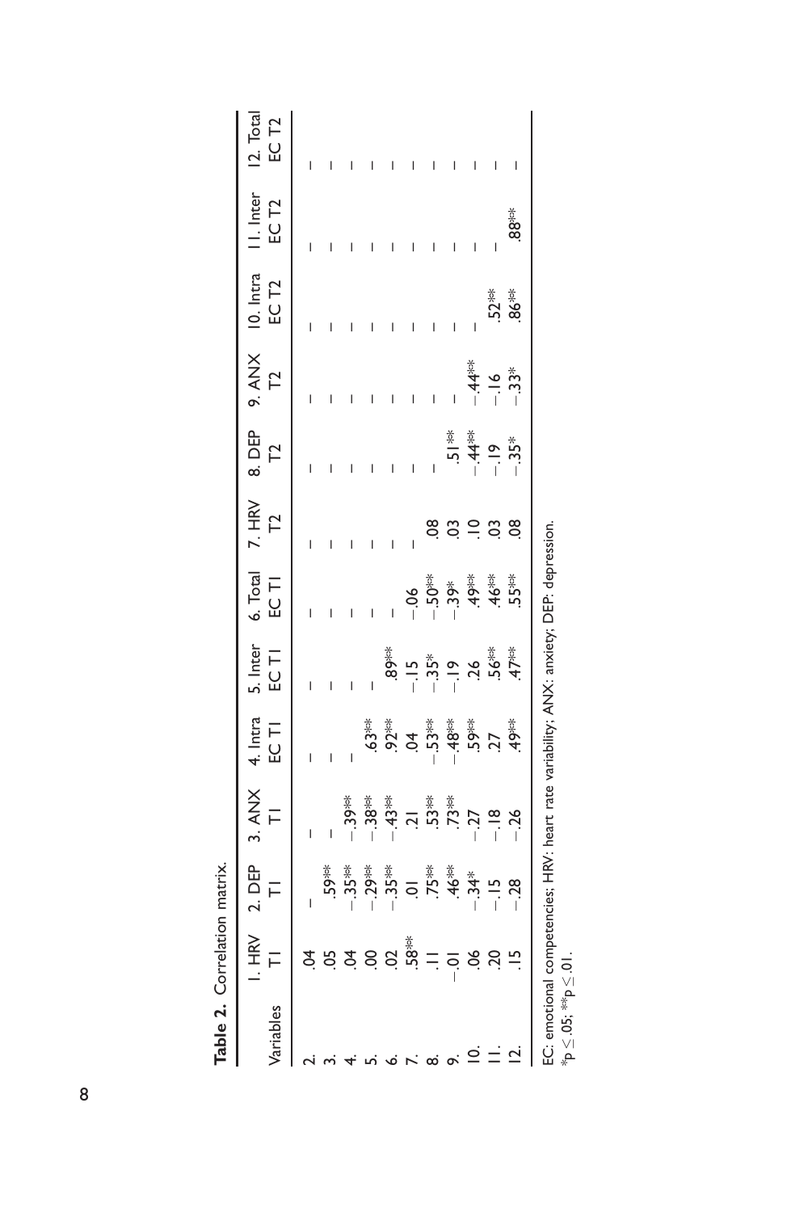**Table 2.** Correlation matrix.

| Variables | 1. HRV T1 | 2. DEP T1 | 3. ANX T1 | 4. Intra EC T1 | 5. Inter EC T1 | 6. Total EC T1 | 7. HRV T2 | 8. DEP T2 | 9. ANX T2 | 10. Intra EC T2 | 11. Inter EC T2 | 12. Total EC T2 |
|---|---|---|---|---|---|---|---|---|---|---|---|---|
| 2. | .04 | – | – | – | – | – | – | – | – | – | – | – |
| 3. | .05 | .59** | – | – | – | – | – | – | – | – | – | – |
| 4. | .04 | −.35** | −.39** | – | – | – | – | – | – | – | – | – |
| 5. | .00 | −.29** | −.38** | .63** | – | – | – | – | – | – | – | – |
| 6. | .02 | −.35** | −.43** | .92** | .89** | – | – | – | – | – | – | – |
| 7. | .58** | .01 | .21 | .04 | −.15 | −.06 | – | – | – | – | – | – |
| 8. | .11 | .75** | .53** | −.53** | −.35* | −.50** | .08 | – | – | – | – | – |
| 9. | −.01 | .46** | .73** | −.48** | −.19 | −.39* | .03 | .51** | – | – | – | – |
| 10. | .06 | −.34* | −.27 | .59** | .26 | .49** | .10 | −.44** | −.44** | – | – | – |
| 11. | .20 | −.15 | −.18 | .27 | .56** | .46** | .03 | −.19 | −.16 | .52** | – | – |
| 12. | .15 | −.28 | −.26 | .49** | .47** | .55** | .08 | −.35* | −.33* | .86** | .88** | – |

EC: emotional competencies; HRV: heart rate variability; ANX: anxiety; DEP: depression.
*$p \leq .05$; **$p \leq .01$.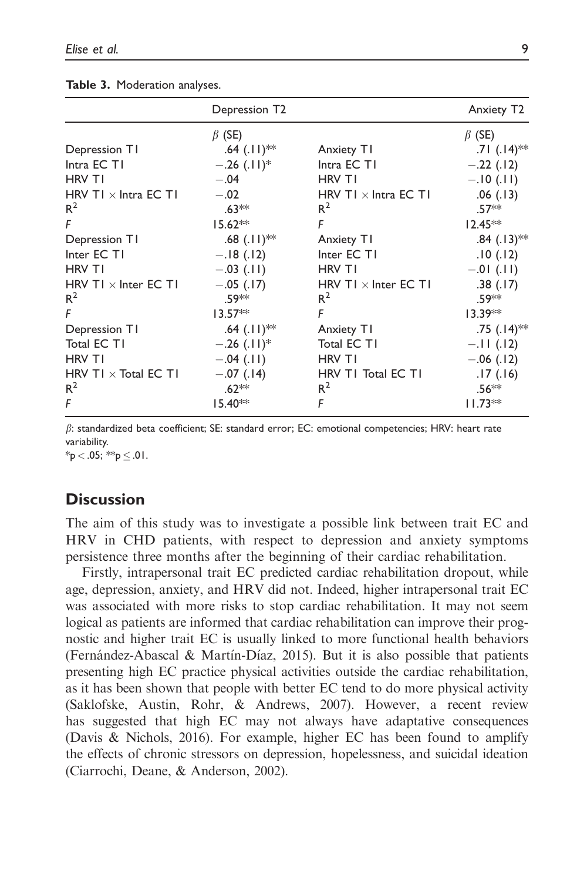**Table 3.** Moderation analyses.

| Depression T2 | | Anxiety T2 | |
|---|---|---|---|
| | $\beta$ (SE) | | $\beta$ (SE) |
| Depression T1 | .64 (.11)** | Anxiety T1 | .71 (.14)** |
| Intra EC T1 | −.26 (.11)* | Intra EC T1 | −.22 (.12) |
| HRV T1 | −.04 | HRV T1 | −.10 (.11) |
| HRV T1 × Intra EC T1 | −.02 | HRV T1 × Intra EC T1 | .06 (.13) |
| $R^2$ | .63** | $R^2$ | .57** |
| $F$ | 15.62** | $F$ | 12.45** |
| Depression T1 | .68 (.11)** | Anxiety T1 | .84 (.13)** |
| Inter EC T1 | −.18 (.12) | Inter EC T1 | .10 (.12) |
| HRV T1 | −.03 (.11) | HRV T1 | −.01 (.11) |
| HRV T1 × Inter EC T1 | −.05 (.17) | HRV T1 × Inter EC T1 | .38 (.17) |
| $R^2$ | .59** | $R^2$ | .59** |
| $F$ | 13.57** | $F$ | 13.39** |
| Depression T1 | .64 (.11)** | Anxiety T1 | .75 (.14)** |
| Total EC T1 | −.26 (.11)* | Total EC T1 | −.11 (.12) |
| HRV T1 | −.04 (.11) | HRV T1 | −.06 (.12) |
| HRV T1 × Total EC T1 | −.07 (.14) | HRV T1 Total EC T1 | .17 (.16) |
| $R^2$ | .62** | $R^2$ | .56** |
| $F$ | 15.40** | $F$ | 11.73** |

$\beta$: standardized beta coefficient; SE: standard error; EC: emotional competencies; HRV: heart rate variability.
*$p < .05$; **$p \leq .01$.

## Discussion

The aim of this study was to investigate a possible link between trait EC and HRV in CHD patients, with respect to depression and anxiety symptoms persistence three months after the beginning of their cardiac rehabilitation.

Firstly, intrapersonal trait EC predicted cardiac rehabilitation dropout, while age, depression, anxiety, and HRV did not. Indeed, higher intrapersonal trait EC was associated with more risks to stop cardiac rehabilitation. It may not seem logical as patients are informed that cardiac rehabilitation can improve their prognostic and higher trait EC is usually linked to more functional health behaviors (Fernández-Abascal & Martín-Díaz, 2015). But it is also possible that patients presenting high EC practice physical activities outside the cardiac rehabilitation, as it has been shown that people with better EC tend to do more physical activity (Saklofske, Austin, Rohr, & Andrews, 2007). However, a recent review has suggested that high EC may not always have adaptative consequences (Davis & Nichols, 2016). For example, higher EC has been found to amplify the effects of chronic stressors on depression, hopelessness, and suicidal ideation (Ciarrochi, Deane, & Anderson, 2002).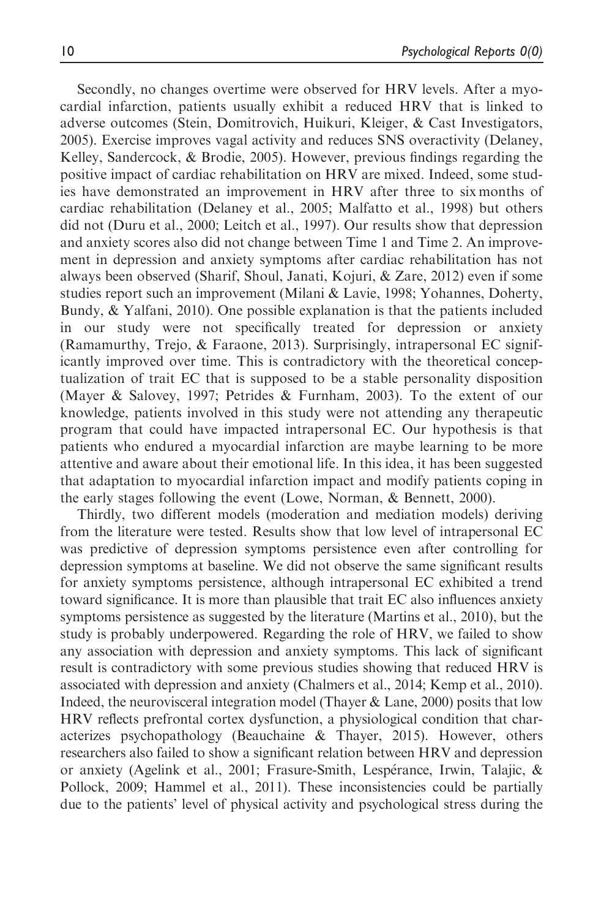Secondly, no changes overtime were observed for HRV levels. After a myocardial infarction, patients usually exhibit a reduced HRV that is linked to adverse outcomes (Stein, Domitrovich, Huikuri, Kleiger, & Cast Investigators, 2005). Exercise improves vagal activity and reduces SNS overactivity (Delaney, Kelley, Sandercock, & Brodie, 2005). However, previous findings regarding the positive impact of cardiac rehabilitation on HRV are mixed. Indeed, some studies have demonstrated an improvement in HRV after three to six months of cardiac rehabilitation (Delaney et al., 2005; Malfatto et al., 1998) but others did not (Duru et al., 2000; Leitch et al., 1997). Our results show that depression and anxiety scores also did not change between Time 1 and Time 2. An improvement in depression and anxiety symptoms after cardiac rehabilitation has not always been observed (Sharif, Shoul, Janati, Kojuri, & Zare, 2012) even if some studies report such an improvement (Milani & Lavie, 1998; Yohannes, Doherty, Bundy, & Yalfani, 2010). One possible explanation is that the patients included in our study were not specifically treated for depression or anxiety (Ramamurthy, Trejo, & Faraone, 2013). Surprisingly, intrapersonal EC significantly improved over time. This is contradictory with the theoretical conceptualization of trait EC that is supposed to be a stable personality disposition (Mayer & Salovey, 1997; Petrides & Furnham, 2003). To the extent of our knowledge, patients involved in this study were not attending any therapeutic program that could have impacted intrapersonal EC. Our hypothesis is that patients who endured a myocardial infarction are maybe learning to be more attentive and aware about their emotional life. In this idea, it has been suggested that adaptation to myocardial infarction impact and modify patients coping in the early stages following the event (Lowe, Norman, & Bennett, 2000).

Thirdly, two different models (moderation and mediation models) deriving from the literature were tested. Results show that low level of intrapersonal EC was predictive of depression symptoms persistence even after controlling for depression symptoms at baseline. We did not observe the same significant results for anxiety symptoms persistence, although intrapersonal EC exhibited a trend toward significance. It is more than plausible that trait EC also influences anxiety symptoms persistence as suggested by the literature (Martins et al., 2010), but the study is probably underpowered. Regarding the role of HRV, we failed to show any association with depression and anxiety symptoms. This lack of significant result is contradictory with some previous studies showing that reduced HRV is associated with depression and anxiety (Chalmers et al., 2014; Kemp et al., 2010). Indeed, the neurovisceral integration model (Thayer & Lane, 2000) posits that low HRV reflects prefrontal cortex dysfunction, a physiological condition that characterizes psychopathology (Beauchaine & Thayer, 2015). However, others researchers also failed to show a significant relation between HRV and depression or anxiety (Agelink et al., 2001; Frasure-Smith, Lespérance, Irwin, Talajic, & Pollock, 2009; Hammel et al., 2011). These inconsistencies could be partially due to the patients' level of physical activity and psychological stress during the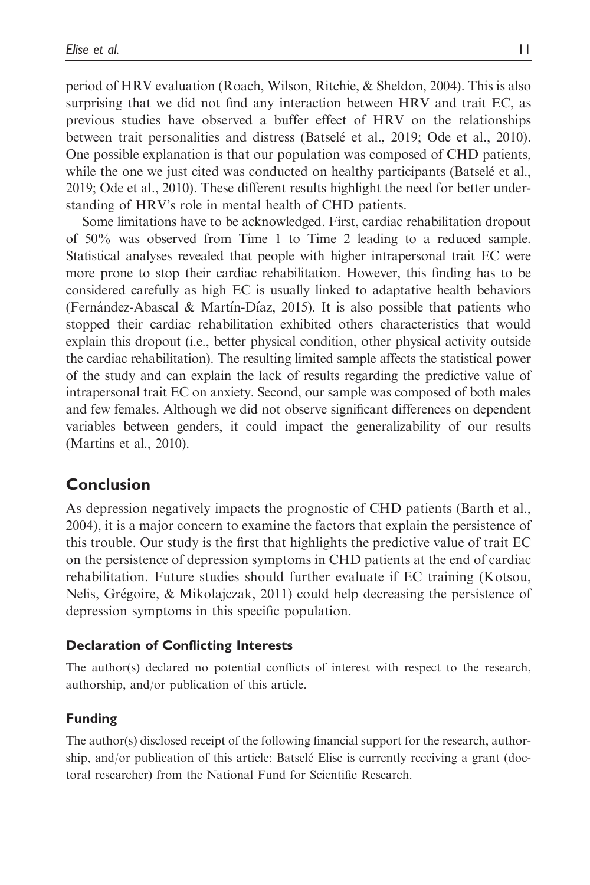period of HRV evaluation (Roach, Wilson, Ritchie, & Sheldon, 2004). This is also surprising that we did not find any interaction between HRV and trait EC, as previous studies have observed a buffer effect of HRV on the relationships between trait personalities and distress (Batselé et al., 2019; Ode et al., 2010). One possible explanation is that our population was composed of CHD patients, while the one we just cited was conducted on healthy participants (Batselé et al., 2019; Ode et al., 2010). These different results highlight the need for better understanding of HRV's role in mental health of CHD patients.

Some limitations have to be acknowledged. First, cardiac rehabilitation dropout of 50% was observed from Time 1 to Time 2 leading to a reduced sample. Statistical analyses revealed that people with higher intrapersonal trait EC were more prone to stop their cardiac rehabilitation. However, this finding has to be considered carefully as high EC is usually linked to adaptative health behaviors (Fernández-Abascal & Martín-Díaz, 2015). It is also possible that patients who stopped their cardiac rehabilitation exhibited others characteristics that would explain this dropout (i.e., better physical condition, other physical activity outside the cardiac rehabilitation). The resulting limited sample affects the statistical power of the study and can explain the lack of results regarding the predictive value of intrapersonal trait EC on anxiety. Second, our sample was composed of both males and few females. Although we did not observe significant differences on dependent variables between genders, it could impact the generalizability of our results (Martins et al., 2010).

## Conclusion

As depression negatively impacts the prognostic of CHD patients (Barth et al., 2004), it is a major concern to examine the factors that explain the persistence of this trouble. Our study is the first that highlights the predictive value of trait EC on the persistence of depression symptoms in CHD patients at the end of cardiac rehabilitation. Future studies should further evaluate if EC training (Kotsou, Nelis, Grégoire, & Mikolajczak, 2011) could help decreasing the persistence of depression symptoms in this specific population.

### Declaration of Conflicting Interests

The author(s) declared no potential conflicts of interest with respect to the research, authorship, and/or publication of this article.

### Funding

The author(s) disclosed receipt of the following financial support for the research, authorship, and/or publication of this article: Batselé Elise is currently receiving a grant (doctoral researcher) from the National Fund for Scientific Research.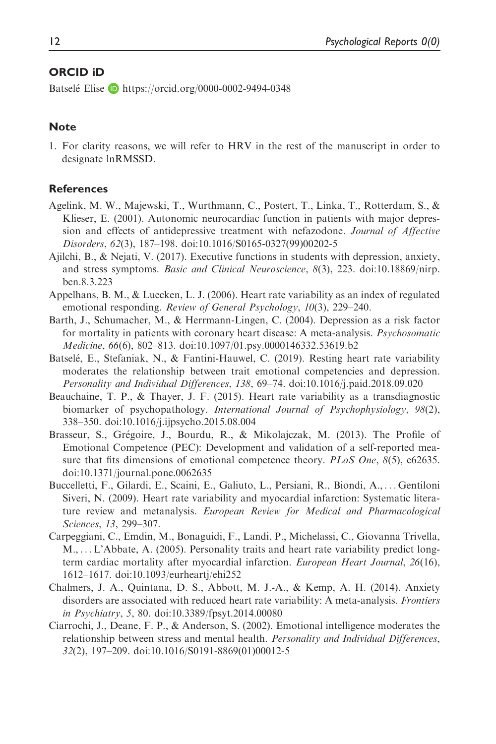### ORCID iD

Batselé Elise https://orcid.org/0000-0002-9494-0348

### Note

1. For clarity reasons, we will refer to HRV in the rest of the manuscript in order to designate lnRMSSD.

### References

Agelink, M. W., Majewski, T., Wurthmann, C., Postert, T., Linka, T., Rotterdam, S., & Klieser, E. (2001). Autonomic neurocardiac function in patients with major depression and effects of antidepressive treatment with nefazodone. *Journal of Affective Disorders*, *62*(3), 187–198. doi:10.1016/S0165-0327(99)00202-5

Ajilchi, B., & Nejati, V. (2017). Executive functions in students with depression, anxiety, and stress symptoms. *Basic and Clinical Neuroscience*, *8*(3), 223. doi:10.18869/nirp.bcn.8.3.223

Appelhans, B. M., & Luecken, L. J. (2006). Heart rate variability as an index of regulated emotional responding. *Review of General Psychology*, *10*(3), 229–240.

Barth, J., Schumacher, M., & Herrmann-Lingen, C. (2004). Depression as a risk factor for mortality in patients with coronary heart disease: A meta-analysis. *Psychosomatic Medicine*, *66*(6), 802–813. doi:10.1097/01.psy.0000146332.53619.b2

Batselé, E., Stefaniak, N., & Fantini-Hauwel, C. (2019). Resting heart rate variability moderates the relationship between trait emotional competencies and depression. *Personality and Individual Differences*, *138*, 69–74. doi:10.1016/j.paid.2018.09.020

Beauchaine, T. P., & Thayer, J. F. (2015). Heart rate variability as a transdiagnostic biomarker of psychopathology. *International Journal of Psychophysiology*, *98*(2), 338–350. doi:10.1016/j.ijpsycho.2015.08.004

Brasseur, S., Grégoire, J., Bourdu, R., & Mikolajczak, M. (2013). The Profile of Emotional Competence (PEC): Development and validation of a self-reported measure that fits dimensions of emotional competence theory. *PLoS One*, *8*(5), e62635. doi:10.1371/journal.pone.0062635

Buccelletti, F., Gilardi, E., Scaini, E., Galiuto, L., Persiani, R., Biondi, A., ... Gentiloni Siveri, N. (2009). Heart rate variability and myocardial infarction: Systematic literature review and metanalysis. *European Review for Medical and Pharmacological Sciences*, *13*, 299–307.

Carpeggiani, C., Emdin, M., Bonaguidi, F., Landi, P., Michelassi, C., Giovanna Trivella, M., ... L'Abbate, A. (2005). Personality traits and heart rate variability predict long-term cardiac mortality after myocardial infarction. *European Heart Journal*, *26*(16), 1612–1617. doi:10.1093/eurheartj/ehi252

Chalmers, J. A., Quintana, D. S., Abbott, M. J.-A., & Kemp, A. H. (2014). Anxiety disorders are associated with reduced heart rate variability: A meta-analysis. *Frontiers in Psychiatry*, *5*, 80. doi:10.3389/fpsyt.2014.00080

Ciarrochi, J., Deane, F. P., & Anderson, S. (2002). Emotional intelligence moderates the relationship between stress and mental health. *Personality and Individual Differences*, *32*(2), 197–209. doi:10.1016/S0191-8869(01)00012-5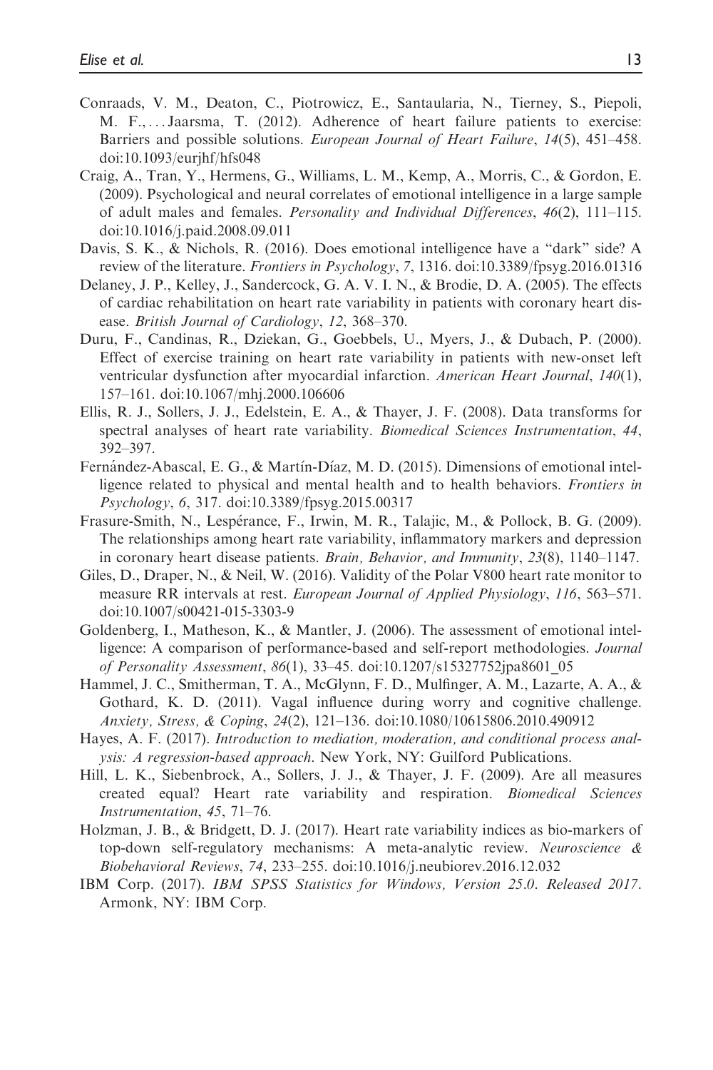Conraads, V. M., Deaton, C., Piotrowicz, E., Santaularia, N., Tierney, S., Piepoli, M. F., . . . Jaarsma, T. (2012). Adherence of heart failure patients to exercise: Barriers and possible solutions. *European Journal of Heart Failure*, *14*(5), 451–458. doi:10.1093/eurjhf/hfs048

Craig, A., Tran, Y., Hermens, G., Williams, L. M., Kemp, A., Morris, C., & Gordon, E. (2009). Psychological and neural correlates of emotional intelligence in a large sample of adult males and females. *Personality and Individual Differences*, *46*(2), 111–115. doi:10.1016/j.paid.2008.09.011

Davis, S. K., & Nichols, R. (2016). Does emotional intelligence have a "dark" side? A review of the literature. *Frontiers in Psychology*, *7*, 1316. doi:10.3389/fpsyg.2016.01316

Delaney, J. P., Kelley, J., Sandercock, G. A. V. I. N., & Brodie, D. A. (2005). The effects of cardiac rehabilitation on heart rate variability in patients with coronary heart disease. *British Journal of Cardiology*, *12*, 368–370.

Duru, F., Candinas, R., Dziekan, G., Goebbels, U., Myers, J., & Dubach, P. (2000). Effect of exercise training on heart rate variability in patients with new-onset left ventricular dysfunction after myocardial infarction. *American Heart Journal*, *140*(1), 157–161. doi:10.1067/mhj.2000.106606

Ellis, R. J., Sollers, J. J., Edelstein, E. A., & Thayer, J. F. (2008). Data transforms for spectral analyses of heart rate variability. *Biomedical Sciences Instrumentation*, *44*, 392–397.

Fernández-Abascal, E. G., & Martín-Díaz, M. D. (2015). Dimensions of emotional intelligence related to physical and mental health and to health behaviors. *Frontiers in Psychology*, *6*, 317. doi:10.3389/fpsyg.2015.00317

Frasure-Smith, N., Lespérance, F., Irwin, M. R., Talajic, M., & Pollock, B. G. (2009). The relationships among heart rate variability, inflammatory markers and depression in coronary heart disease patients. *Brain, Behavior, and Immunity*, *23*(8), 1140–1147.

Giles, D., Draper, N., & Neil, W. (2016). Validity of the Polar V800 heart rate monitor to measure RR intervals at rest. *European Journal of Applied Physiology*, *116*, 563–571. doi:10.1007/s00421-015-3303-9

Goldenberg, I., Matheson, K., & Mantler, J. (2006). The assessment of emotional intelligence: A comparison of performance-based and self-report methodologies. *Journal of Personality Assessment*, *86*(1), 33–45. doi:10.1207/s15327752jpa8601_05

Hammel, J. C., Smitherman, T. A., McGlynn, F. D., Mulfinger, A. M., Lazarte, A. A., & Gothard, K. D. (2011). Vagal influence during worry and cognitive challenge. *Anxiety, Stress, & Coping*, *24*(2), 121–136. doi:10.1080/10615806.2010.490912

Hayes, A. F. (2017). *Introduction to mediation, moderation, and conditional process analysis: A regression-based approach*. New York, NY: Guilford Publications.

Hill, L. K., Siebenbrock, A., Sollers, J. J., & Thayer, J. F. (2009). Are all measures created equal? Heart rate variability and respiration. *Biomedical Sciences Instrumentation*, *45*, 71–76.

Holzman, J. B., & Bridgett, D. J. (2017). Heart rate variability indices as bio-markers of top-down self-regulatory mechanisms: A meta-analytic review. *Neuroscience & Biobehavioral Reviews*, *74*, 233–255. doi:10.1016/j.neubiorev.2016.12.032

IBM Corp. (2017). *IBM SPSS Statistics for Windows, Version 25.0. Released 2017*. Armonk, NY: IBM Corp.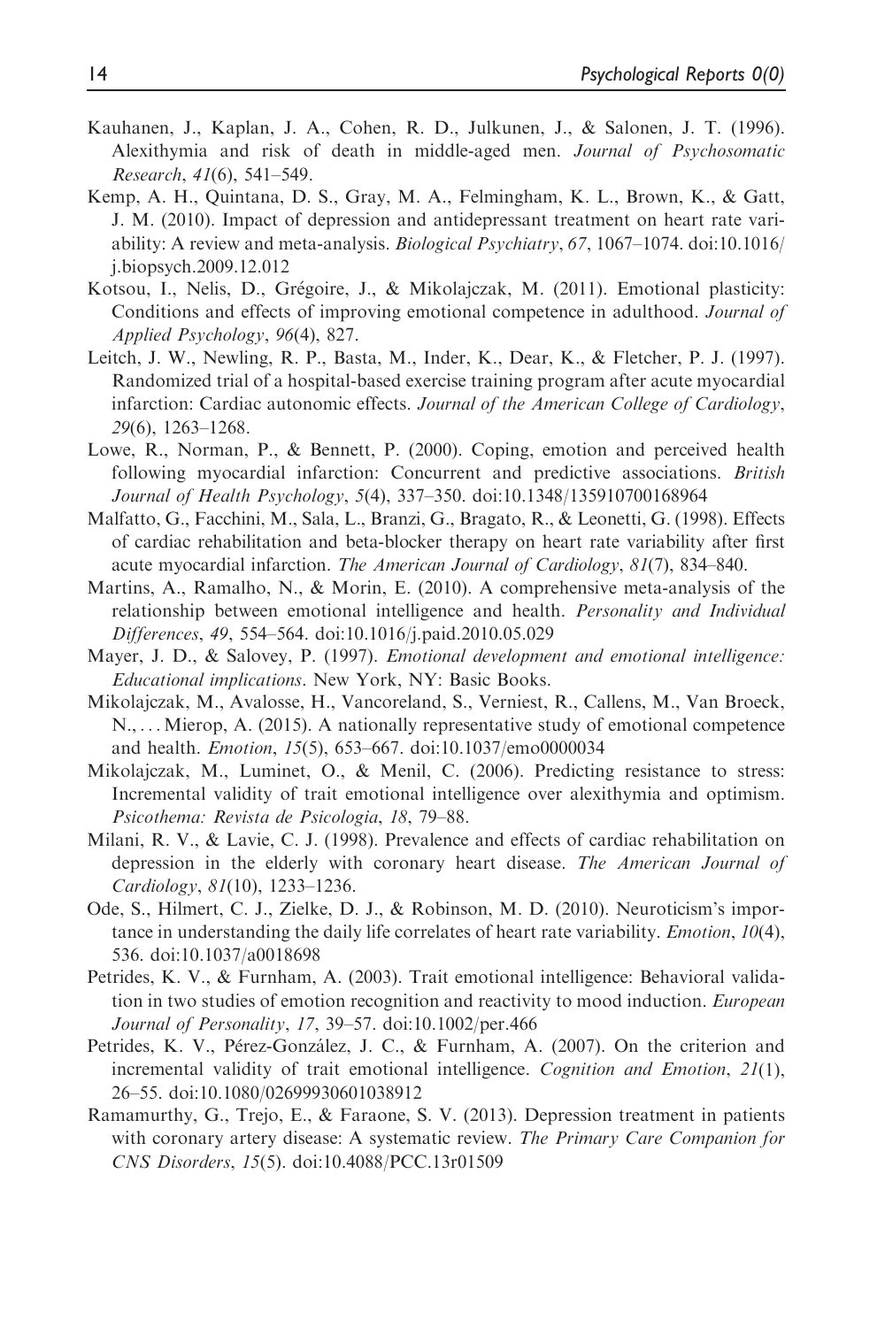Kauhanen, J., Kaplan, J. A., Cohen, R. D., Julkunen, J., & Salonen, J. T. (1996). Alexithymia and risk of death in middle-aged men. *Journal of Psychosomatic Research*, *41*(6), 541–549.

Kemp, A. H., Quintana, D. S., Gray, M. A., Felmingham, K. L., Brown, K., & Gatt, J. M. (2010). Impact of depression and antidepressant treatment on heart rate variability: A review and meta-analysis. *Biological Psychiatry*, *67*, 1067–1074. doi:10.1016/j.biopsych.2009.12.012

Kotsou, I., Nelis, D., Grégoire, J., & Mikolajczak, M. (2011). Emotional plasticity: Conditions and effects of improving emotional competence in adulthood. *Journal of Applied Psychology*, *96*(4), 827.

Leitch, J. W., Newling, R. P., Basta, M., Inder, K., Dear, K., & Fletcher, P. J. (1997). Randomized trial of a hospital-based exercise training program after acute myocardial infarction: Cardiac autonomic effects. *Journal of the American College of Cardiology*, *29*(6), 1263–1268.

Lowe, R., Norman, P., & Bennett, P. (2000). Coping, emotion and perceived health following myocardial infarction: Concurrent and predictive associations. *British Journal of Health Psychology*, *5*(4), 337–350. doi:10.1348/135910700168964

Malfatto, G., Facchini, M., Sala, L., Branzi, G., Bragato, R., & Leonetti, G. (1998). Effects of cardiac rehabilitation and beta-blocker therapy on heart rate variability after first acute myocardial infarction. *The American Journal of Cardiology*, *81*(7), 834–840.

Martins, A., Ramalho, N., & Morin, E. (2010). A comprehensive meta-analysis of the relationship between emotional intelligence and health. *Personality and Individual Differences*, *49*, 554–564. doi:10.1016/j.paid.2010.05.029

Mayer, J. D., & Salovey, P. (1997). *Emotional development and emotional intelligence: Educational implications*. New York, NY: Basic Books.

Mikolajczak, M., Avalosse, H., Vancoreland, S., Verniest, R., Callens, M., Van Broeck, N., ... Mierop, A. (2015). A nationally representative study of emotional competence and health. *Emotion*, *15*(5), 653–667. doi:10.1037/emo0000034

Mikolajczak, M., Luminet, O., & Menil, C. (2006). Predicting resistance to stress: Incremental validity of trait emotional intelligence over alexithymia and optimism. *Psicothema: Revista de Psicologia*, *18*, 79–88.

Milani, R. V., & Lavie, C. J. (1998). Prevalence and effects of cardiac rehabilitation on depression in the elderly with coronary heart disease. *The American Journal of Cardiology*, *81*(10), 1233–1236.

Ode, S., Hilmert, C. J., Zielke, D. J., & Robinson, M. D. (2010). Neuroticism's importance in understanding the daily life correlates of heart rate variability. *Emotion*, *10*(4), 536. doi:10.1037/a0018698

Petrides, K. V., & Furnham, A. (2003). Trait emotional intelligence: Behavioral validation in two studies of emotion recognition and reactivity to mood induction. *European Journal of Personality*, *17*, 39–57. doi:10.1002/per.466

Petrides, K. V., Pérez-González, J. C., & Furnham, A. (2007). On the criterion and incremental validity of trait emotional intelligence. *Cognition and Emotion*, *21*(1), 26–55. doi:10.1080/02699930601038912

Ramamurthy, G., Trejo, E., & Faraone, S. V. (2013). Depression treatment in patients with coronary artery disease: A systematic review. *The Primary Care Companion for CNS Disorders*, *15*(5). doi:10.4088/PCC.13r01509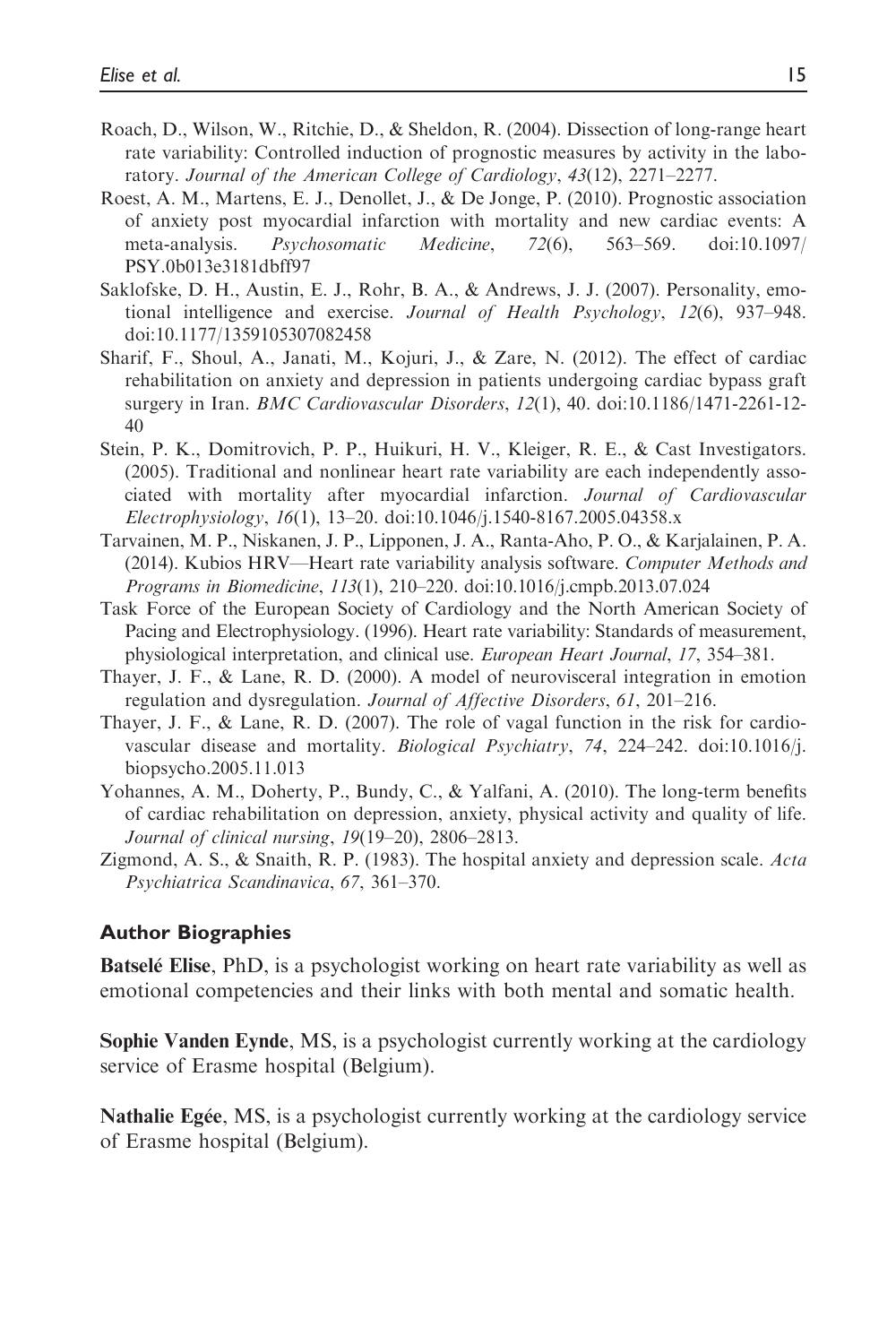Roach, D., Wilson, W., Ritchie, D., & Sheldon, R. (2004). Dissection of long-range heart rate variability: Controlled induction of prognostic measures by activity in the laboratory. *Journal of the American College of Cardiology*, *43*(12), 2271–2277.

Roest, A. M., Martens, E. J., Denollet, J., & De Jonge, P. (2010). Prognostic association of anxiety post myocardial infarction with mortality and new cardiac events: A meta-analysis. *Psychosomatic Medicine*, *72*(6), 563–569. doi:10.1097/PSY.0b013e3181dbff97

Saklofske, D. H., Austin, E. J., Rohr, B. A., & Andrews, J. J. (2007). Personality, emotional intelligence and exercise. *Journal of Health Psychology*, *12*(6), 937–948. doi:10.1177/1359105307082458

Sharif, F., Shoul, A., Janati, M., Kojuri, J., & Zare, N. (2012). The effect of cardiac rehabilitation on anxiety and depression in patients undergoing cardiac bypass graft surgery in Iran. *BMC Cardiovascular Disorders*, *12*(1), 40. doi:10.1186/1471-2261-12-40

Stein, P. K., Domitrovich, P. P., Huikuri, H. V., Kleiger, R. E., & Cast Investigators. (2005). Traditional and nonlinear heart rate variability are each independently associated with mortality after myocardial infarction. *Journal of Cardiovascular Electrophysiology*, *16*(1), 13–20. doi:10.1046/j.1540-8167.2005.04358.x

Tarvainen, M. P., Niskanen, J. P., Lipponen, J. A., Ranta-Aho, P. O., & Karjalainen, P. A. (2014). Kubios HRV—Heart rate variability analysis software. *Computer Methods and Programs in Biomedicine*, *113*(1), 210–220. doi:10.1016/j.cmpb.2013.07.024

Task Force of the European Society of Cardiology and the North American Society of Pacing and Electrophysiology. (1996). Heart rate variability: Standards of measurement, physiological interpretation, and clinical use. *European Heart Journal*, *17*, 354–381.

Thayer, J. F., & Lane, R. D. (2000). A model of neurovisceral integration in emotion regulation and dysregulation. *Journal of Affective Disorders*, *61*, 201–216.

Thayer, J. F., & Lane, R. D. (2007). The role of vagal function in the risk for cardiovascular disease and mortality. *Biological Psychiatry*, *74*, 224–242. doi:10.1016/j.biopsycho.2005.11.013

Yohannes, A. M., Doherty, P., Bundy, C., & Yalfani, A. (2010). The long-term benefits of cardiac rehabilitation on depression, anxiety, physical activity and quality of life. *Journal of clinical nursing*, *19*(19–20), 2806–2813.

Zigmond, A. S., & Snaith, R. P. (1983). The hospital anxiety and depression scale. *Acta Psychiatrica Scandinavica*, *67*, 361–370.

### Author Biographies

**Batselé Elise**, PhD, is a psychologist working on heart rate variability as well as emotional competencies and their links with both mental and somatic health.

**Sophie Vanden Eynde**, MS, is a psychologist currently working at the cardiology service of Erasme hospital (Belgium).

**Nathalie Egée**, MS, is a psychologist currently working at the cardiology service of Erasme hospital (Belgium).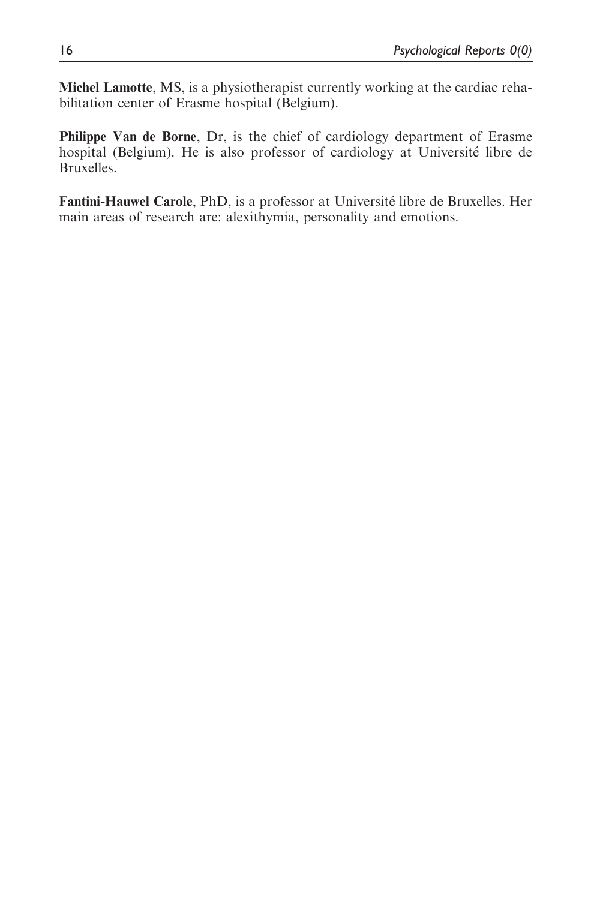**Michel Lamotte**, MS, is a physiotherapist currently working at the cardiac rehabilitation center of Erasme hospital (Belgium).

**Philippe Van de Borne**, Dr, is the chief of cardiology department of Erasme hospital (Belgium). He is also professor of cardiology at Université libre de Bruxelles.

**Fantini-Hauwel Carole**, PhD, is a professor at Université libre de Bruxelles. Her main areas of research are: alexithymia, personality and emotions.